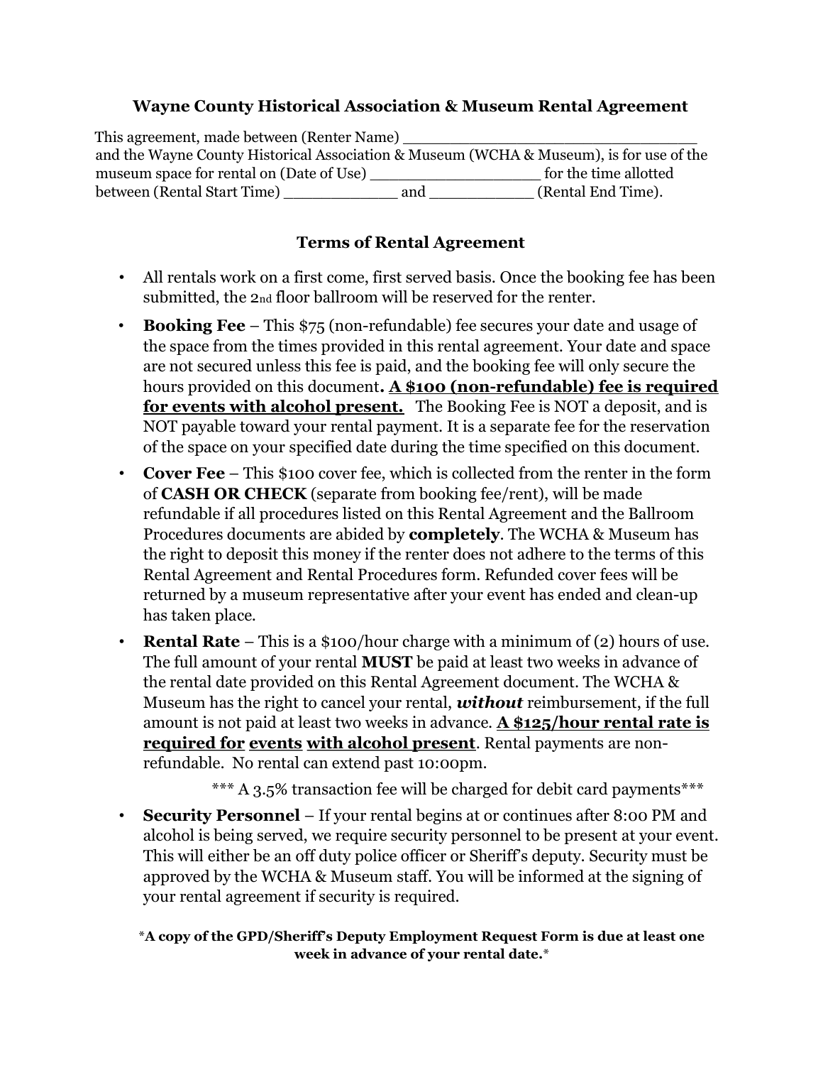### Wayne County Historical Association & Museum Rental Agreement

This agreement, made between (Renter Name) ________________________________ and the Wayne County Historical Association & Museum (WCHA & Museum), is for use of the museum space for rental on (Date of Use) __________________ for the time allotted between (Rental Start Time) ____________ and ___________ (Rental End Time).

### Terms of Rental Agreement

- All rentals work on a first come, first served basis. Once the booking fee has been submitted, the 2nd floor ballroom will be reserved for the renter.
- **Booking Fee** – This $75 (non-refundable) fee secures your date and usage of the space from the times provided in this rental agreement. Your date and space are not secured unless this fee is paid, and the booking fee will only secure the hours provided on this document**. <u>A $100 (non-refundable) fee is required for events with alcohol present.</u>** The Booking Fee is NOT a deposit, and is NOT payable toward your rental payment. It is a separate fee for the reservation of the space on your specified date during the time specified on this document.
- **Cover Fee** – This $100 cover fee, which is collected from the renter in the form of **CASH OR CHECK** (separate from booking fee/rent), will be made refundable if all procedures listed on this Rental Agreement and the Ballroom Procedures documents are abided by **completely**. The WCHA & Museum has the right to deposit this money if the renter does not adhere to the terms of this Rental Agreement and Rental Procedures form. Refunded cover fees will be returned by a museum representative after your event has ended and clean-up has taken place.
- **Rental Rate** – This is a $100/hour charge with a minimum of (2) hours of use. The full amount of your rental **MUST** be paid at least two weeks in advance of the rental date provided on this Rental Agreement document. The WCHA & Museum has the right to cancel your rental, ***without*** reimbursement, if the full amount is not paid at least two weeks in advance. **<u>A $125/hour rental rate is required for events with alcohol present</u>**. Rental payments are non-refundable. No rental can extend past 10:00pm.

  *** A 3.5% transaction fee will be charged for debit card payments***
- **Security Personnel** – If your rental begins at or continues after 8:00 PM and alcohol is being served, we require security personnel to be present at your event. This will either be an off duty police officer or Sheriff's deputy. Security must be approved by the WCHA & Museum staff. You will be informed at the signing of your rental agreement if security is required.

**\*A copy of the GPD/Sheriff's Deputy Employment Request Form is due at least one week in advance of your rental date.\***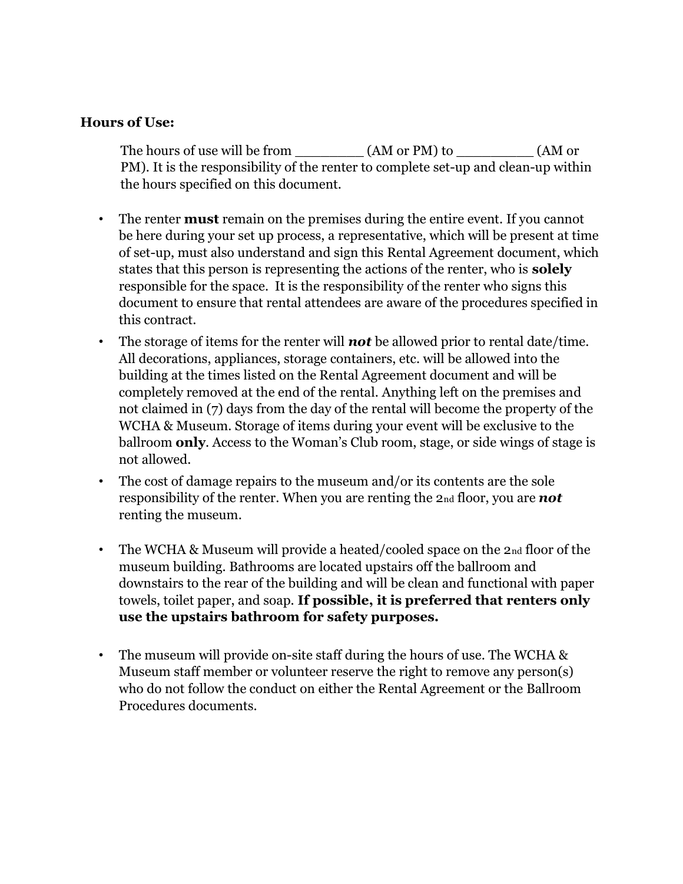**Hours of Use:**

The hours of use will be from ________ (AM or PM) to _________ (AM or PM). It is the responsibility of the renter to complete set-up and clean-up within the hours specified on this document.

- The renter **must** remain on the premises during the entire event. If you cannot be here during your set up process, a representative, which will be present at time of set-up, must also understand and sign this Rental Agreement document, which states that this person is representing the actions of the renter, who is **solely** responsible for the space. It is the responsibility of the renter who signs this document to ensure that rental attendees are aware of the procedures specified in this contract.
- The storage of items for the renter will ***not*** be allowed prior to rental date/time. All decorations, appliances, storage containers, etc. will be allowed into the building at the times listed on the Rental Agreement document and will be completely removed at the end of the rental. Anything left on the premises and not claimed in (7) days from the day of the rental will become the property of the WCHA & Museum. Storage of items during your event will be exclusive to the ballroom **only**. Access to the Woman's Club room, stage, or side wings of stage is not allowed.
- The cost of damage repairs to the museum and/or its contents are the sole responsibility of the renter. When you are renting the 2nd floor, you are ***not*** renting the museum.
- The WCHA & Museum will provide a heated/cooled space on the 2nd floor of the museum building. Bathrooms are located upstairs off the ballroom and downstairs to the rear of the building and will be clean and functional with paper towels, toilet paper, and soap. **If possible, it is preferred that renters only use the upstairs bathroom for safety purposes.**
- The museum will provide on-site staff during the hours of use. The WCHA & Museum staff member or volunteer reserve the right to remove any person(s) who do not follow the conduct on either the Rental Agreement or the Ballroom Procedures documents.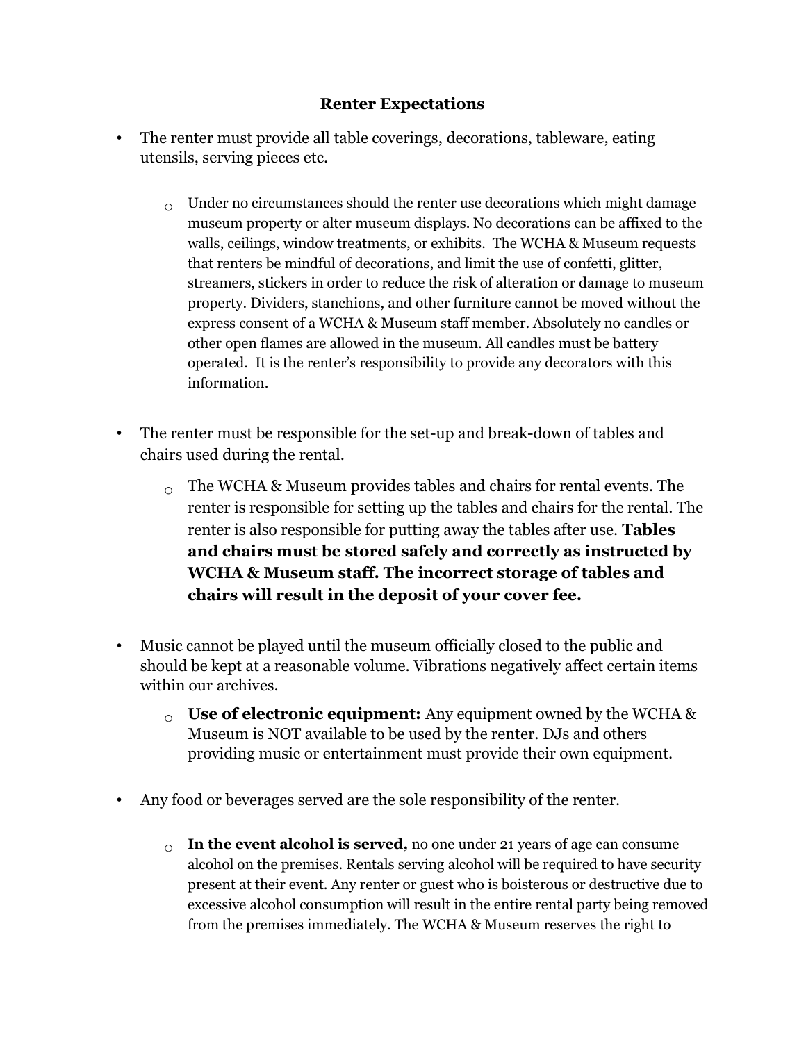**Renter Expectations**

- The renter must provide all table coverings, decorations, tableware, eating utensils, serving pieces etc.
  - Under no circumstances should the renter use decorations which might damage museum property or alter museum displays. No decorations can be affixed to the walls, ceilings, window treatments, or exhibits. The WCHA & Museum requests that renters be mindful of decorations, and limit the use of confetti, glitter, streamers, stickers in order to reduce the risk of alteration or damage to museum property. Dividers, stanchions, and other furniture cannot be moved without the express consent of a WCHA & Museum staff member. Absolutely no candles or other open flames are allowed in the museum. All candles must be battery operated. It is the renter's responsibility to provide any decorators with this information.

- The renter must be responsible for the set-up and break-down of tables and chairs used during the rental.
  - The WCHA & Museum provides tables and chairs for rental events. The renter is responsible for setting up the tables and chairs for the rental. The renter is also responsible for putting away the tables after use. **Tables and chairs must be stored safely and correctly as instructed by WCHA & Museum staff. The incorrect storage of tables and chairs will result in the deposit of your cover fee.**

- Music cannot be played until the museum officially closed to the public and should be kept at a reasonable volume. Vibrations negatively affect certain items within our archives.
  - **Use of electronic equipment:** Any equipment owned by the WCHA & Museum is NOT available to be used by the renter. DJs and others providing music or entertainment must provide their own equipment.

- Any food or beverages served are the sole responsibility of the renter.
  - **In the event alcohol is served,** no one under 21 years of age can consume alcohol on the premises. Rentals serving alcohol will be required to have security present at their event. Any renter or guest who is boisterous or destructive due to excessive alcohol consumption will result in the entire rental party being removed from the premises immediately. The WCHA & Museum reserves the right to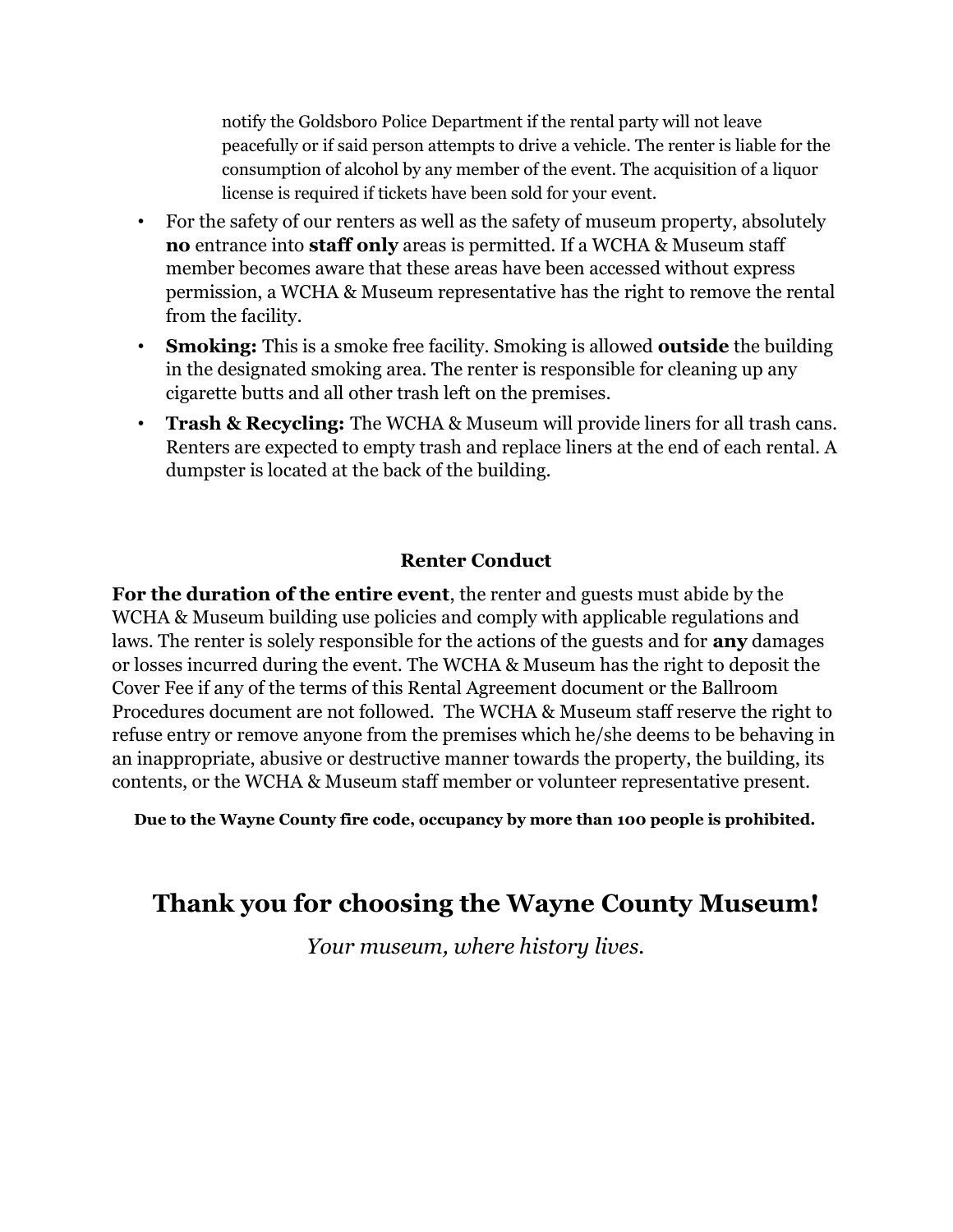notify the Goldsboro Police Department if the rental party will not leave peacefully or if said person attempts to drive a vehicle. The renter is liable for the consumption of alcohol by any member of the event. The acquisition of a liquor license is required if tickets have been sold for your event.

- For the safety of our renters as well as the safety of museum property, absolutely **no** entrance into **staff only** areas is permitted. If a WCHA & Museum staff member becomes aware that these areas have been accessed without express permission, a WCHA & Museum representative has the right to remove the rental from the facility.
- **Smoking:** This is a smoke free facility. Smoking is allowed **outside** the building in the designated smoking area. The renter is responsible for cleaning up any cigarette butts and all other trash left on the premises.
- **Trash & Recycling:** The WCHA & Museum will provide liners for all trash cans. Renters are expected to empty trash and replace liners at the end of each rental. A dumpster is located at the back of the building.

### Renter Conduct

**For the duration of the entire event**, the renter and guests must abide by the WCHA & Museum building use policies and comply with applicable regulations and laws. The renter is solely responsible for the actions of the guests and for **any** damages or losses incurred during the event. The WCHA & Museum has the right to deposit the Cover Fee if any of the terms of this Rental Agreement document or the Ballroom Procedures document are not followed. The WCHA & Museum staff reserve the right to refuse entry or remove anyone from the premises which he/she deems to be behaving in an inappropriate, abusive or destructive manner towards the property, the building, its contents, or the WCHA & Museum staff member or volunteer representative present.

**Due to the Wayne County fire code, occupancy by more than 100 people is prohibited.**

## Thank you for choosing the Wayne County Museum!

*Your museum, where history lives.*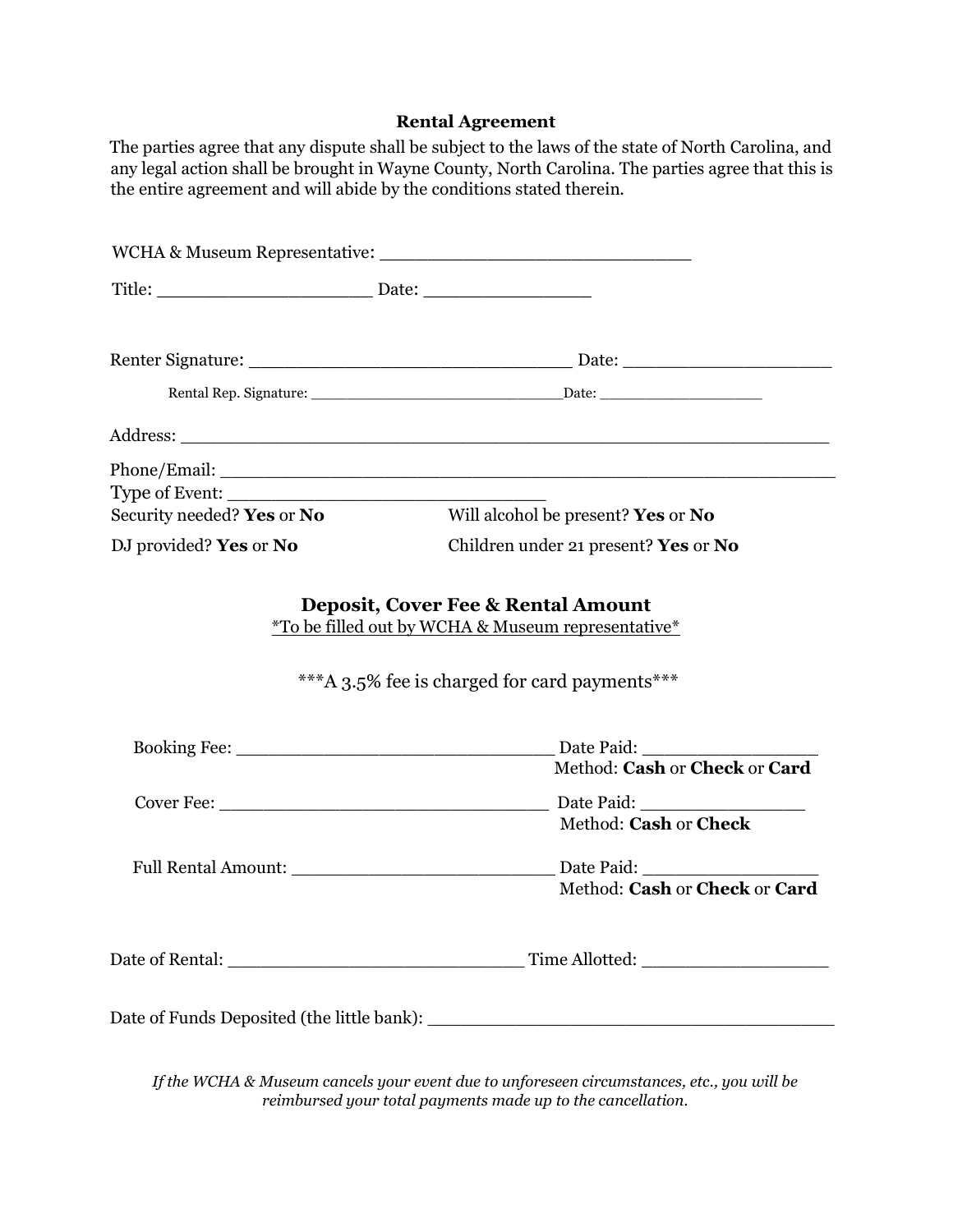## Rental Agreement

The parties agree that any dispute shall be subject to the laws of the state of North Carolina, and any legal action shall be brought in Wayne County, North Carolina. The parties agree that this is the entire agreement and will abide by the conditions stated therein.

WCHA & Museum Representative: ____________________________

Title: ____________________ Date: _______________

Renter Signature: ______________________________ Date: ___________________

Rental Rep. Signature: ______________________________ Date: ___________________

Address: ____________________________________________________________

Phone/Email: _________________________________________________________

Type of Event: ______________________________

Security needed? **Yes** or **No**

Will alcohol be present? **Yes** or **No**

DJ provided? **Yes** or **No**

Children under 21 present? **Yes** or **No**

### Deposit, Cover Fee & Rental Amount

*To be filled out by WCHA & Museum representative*

***A 3.5% fee is charged for card payments***

Booking Fee: ______________________________ Date Paid: ________________
Method: **Cash** or **Check** or **Card**

Cover Fee: ______________________________ Date Paid: ________________
Method: **Cash** or **Check**

Full Rental Amount: ________________________ Date Paid: ________________
Method: **Cash** or **Check** or **Card**

Date of Rental: ___________________________ Time Allotted: _________________

Date of Funds Deposited (the little bank): ______________________________________

*If the WCHA & Museum cancels your event due to unforeseen circumstances, etc., you will be reimbursed your total payments made up to the cancellation.*